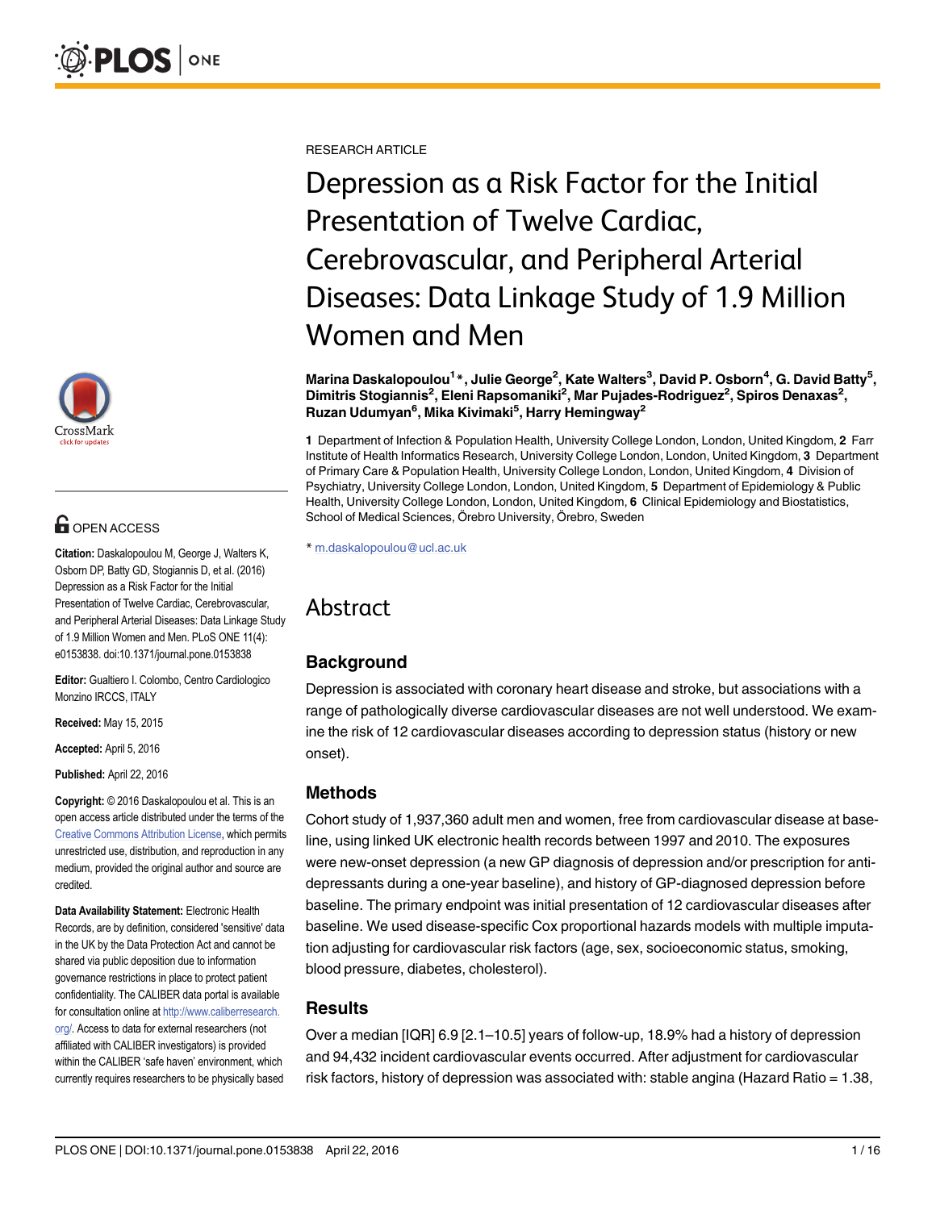RESEARCH ARTICLE

# Depression as a Risk Factor for the Initial Presentation of Twelve Cardiac, Cerebrovascular, and Peripheral Arterial Diseases: Data Linkage Study of 1.9 Million Women and Men

**Marina Daskalopoulou[1]\*, Julie George[2], Kate Walters[3], David P. Osborn[4], G. David Batty[5], Dimitris Stogiannis[2], Eleni Rapsomaniki[2], Mar Pujades-Rodriguez[2], Spiros Denaxas[2], Ruzan Udumyan[6], Mika Kivimaki[5], Harry Hemingway[2]**

**1** Department of Infection & Population Health, University College London, London, United Kingdom, **2** Farr Institute of Health Informatics Research, University College London, London, United Kingdom, **3** Department of Primary Care & Population Health, University College London, London, United Kingdom, **4** Division of Psychiatry, University College London, London, United Kingdom, **5** Department of Epidemiology & Public Health, University College London, London, United Kingdom, **6** Clinical Epidemiology and Biostatistics, School of Medical Sciences, Örebro University, Örebro, Sweden

\* m.daskalopoulou@ucl.ac.uk

OPEN ACCESS

**Citation:** Daskalopoulou M, George J, Walters K, Osborn DP, Batty GD, Stogiannis D, et al. (2016) Depression as a Risk Factor for the Initial Presentation of Twelve Cardiac, Cerebrovascular, and Peripheral Arterial Diseases: Data Linkage Study of 1.9 Million Women and Men. PLoS ONE 11(4): e0153838. doi:10.1371/journal.pone.0153838

**Editor:** Gualtiero I. Colombo, Centro Cardiologico Monzino IRCCS, ITALY

**Received:** May 15, 2015

**Accepted:** April 5, 2016

**Published:** April 22, 2016

**Copyright:** © 2016 Daskalopoulou et al. This is an open access article distributed under the terms of the Creative Commons Attribution License, which permits unrestricted use, distribution, and reproduction in any medium, provided the original author and source are credited.

**Data Availability Statement:** Electronic Health Records, are by definition, considered 'sensitive' data in the UK by the Data Protection Act and cannot be shared via public deposition due to information governance restrictions in place to protect patient confidentiality. The CALIBER data portal is available for consultation online at http://www.caliberresearch.org/. Access to data for external researchers (not affiliated with CALIBER investigators) is provided within the CALIBER 'safe haven' environment, which currently requires researchers to be physically based

## Abstract

### Background

Depression is associated with coronary heart disease and stroke, but associations with a range of pathologically diverse cardiovascular diseases are not well understood. We examine the risk of 12 cardiovascular diseases according to depression status (history or new onset).

### Methods

Cohort study of 1,937,360 adult men and women, free from cardiovascular disease at baseline, using linked UK electronic health records between 1997 and 2010. The exposures were new-onset depression (a new GP diagnosis of depression and/or prescription for antidepressants during a one-year baseline), and history of GP-diagnosed depression before baseline. The primary endpoint was initial presentation of 12 cardiovascular diseases after baseline. We used disease-specific Cox proportional hazards models with multiple imputation adjusting for cardiovascular risk factors (age, sex, socioeconomic status, smoking, blood pressure, diabetes, cholesterol).

### Results

Over a median [IQR] 6.9 [2.1–10.5] years of follow-up, 18.9% had a history of depression and 94,432 incident cardiovascular events occurred. After adjustment for cardiovascular risk factors, history of depression was associated with: stable angina (Hazard Ratio = 1.38,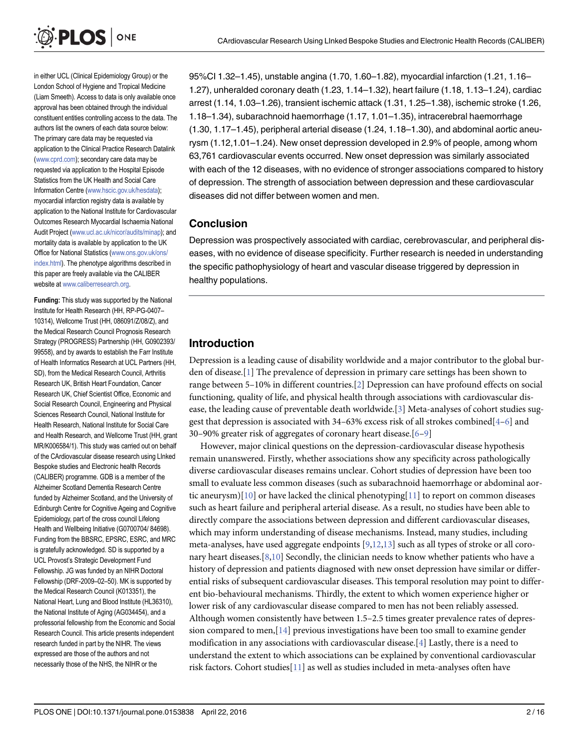in either UCL (Clinical Epidemiology Group) or the London School of Hygiene and Tropical Medicine (Liam Smeeth). Access to data is only available once approval has been obtained through the individual constituent entities controlling access to the data. The authors list the owners of each data source below: The primary care data may be requested via application to the Clinical Practice Research Datalink (www.cprd.com); secondary care data may be requested via application to the Hospital Episode Statistics from the UK Health and Social Care Information Centre (www.hscic.gov.uk/hesdata); myocardial infarction registry data is available by application to the National Institute for Cardiovascular Outcomes Research Myocardial Ischaemia National Audit Project (www.ucl.ac.uk/nicor/audits/minap); and mortality data is available by application to the UK Office for National Statistics (www.ons.gov.uk/ons/index.html). The phenotype algorithms described in this paper are freely available via the CALIBER website at www.caliberresearch.org.

**Funding:** This study was supported by the National Institute for Health Research (HH, RP-PG-0407–10314), Wellcome Trust (HH, 086091/Z/08/Z), and the Medical Research Council Prognosis Research Strategy (PROGRESS) Partnership (HH, G0902393/99558), and by awards to establish the Farr Institute of Health Informatics Research at UCL Partners (HH, SD), from the Medical Research Council, Arthritis Research UK, British Heart Foundation, Cancer Research UK, Chief Scientist Office, Economic and Social Research Council, Engineering and Physical Sciences Research Council, National Institute for Health Research, National Institute for Social Care and Health Research, and Wellcome Trust (HH, grant MR/K006584/1). This study was carried out on behalf of the CArdiovascular disease research using LInked Bespoke studies and Electronic health Records (CALIBER) programme. GDB is a member of the Alzheimer Scotland Dementia Research Centre funded by Alzheimer Scotland, and the University of Edinburgh Centre for Cognitive Ageing and Cognitive Epidemiology, part of the cross council Lifelong Health and Wellbeing Initiative (G0700704/ 84698). Funding from the BBSRC, EPSRC, ESRC, and MRC is gratefully acknowledged. SD is supported by a UCL Provost's Strategic Development Fund Fellowship. JG was funded by an NIHR Doctoral Fellowship (DRF-2009–02–50). MK is supported by the Medical Research Council (K013351), the National Heart, Lung and Blood Institute (HL36310), the National Institute of Aging (AG034454), and a professorial fellowship from the Economic and Social Research Council. This article presents independent research funded in part by the NIHR. The views expressed are those of the authors and not necessarily those of the NHS, the NIHR or the

95%CI 1.32–1.45), unstable angina (1.70, 1.60–1.82), myocardial infarction (1.21, 1.16–1.27), unheralded coronary death (1.23, 1.14–1.32), heart failure (1.18, 1.13–1.24), cardiac arrest (1.14, 1.03–1.26), transient ischemic attack (1.31, 1.25–1.38), ischemic stroke (1.26, 1.18–1.34), subarachnoid haemorrhage (1.17, 1.01–1.35), intracerebral haemorrhage (1.30, 1.17–1.45), peripheral arterial disease (1.24, 1.18–1.30), and abdominal aortic aneurysm (1.12,1.01–1.24). New onset depression developed in 2.9% of people, among whom 63,761 cardiovascular events occurred. New onset depression was similarly associated with each of the 12 diseases, with no evidence of stronger associations compared to history of depression. The strength of association between depression and these cardiovascular diseases did not differ between women and men.

## Conclusion

Depression was prospectively associated with cardiac, cerebrovascular, and peripheral diseases, with no evidence of disease specificity. Further research is needed in understanding the specific pathophysiology of heart and vascular disease triggered by depression in healthy populations.

## Introduction

Depression is a leading cause of disability worldwide and a major contributor to the global burden of disease.[1] The prevalence of depression in primary care settings has been shown to range between 5–10% in different countries.[2] Depression can have profound effects on social functioning, quality of life, and physical health through associations with cardiovascular disease, the leading cause of preventable death worldwide.[3] Meta-analyses of cohort studies suggest that depression is associated with 34–63% excess risk of all strokes combined[4–6] and 30–90% greater risk of aggregates of coronary heart disease.[6–9]

However, major clinical questions on the depression-cardiovascular disease hypothesis remain unanswered. Firstly, whether associations show any specificity across pathologically diverse cardiovascular diseases remains unclear. Cohort studies of depression have been too small to evaluate less common diseases (such as subarachnoid haemorrhage or abdominal aortic aneurysm)[10] or have lacked the clinical phenotyping[11] to report on common diseases such as heart failure and peripheral arterial disease. As a result, no studies have been able to directly compare the associations between depression and different cardiovascular diseases, which may inform understanding of disease mechanisms. Instead, many studies, including meta-analyses, have used aggregate endpoints [9,12,13] such as all types of stroke or all coronary heart diseases.[8,10] Secondly, the clinician needs to know whether patients who have a history of depression and patients diagnosed with new onset depression have similar or differential risks of subsequent cardiovascular diseases. This temporal resolution may point to different bio-behavioural mechanisms. Thirdly, the extent to which women experience higher or lower risk of any cardiovascular disease compared to men has not been reliably assessed. Although women consistently have between 1.5–2.5 times greater prevalence rates of depression compared to men,[14] previous investigations have been too small to examine gender modification in any associations with cardiovascular disease.[4] Lastly, there is a need to understand the extent to which associations can be explained by conventional cardiovascular risk factors. Cohort studies[11] as well as studies included in meta-analyses often have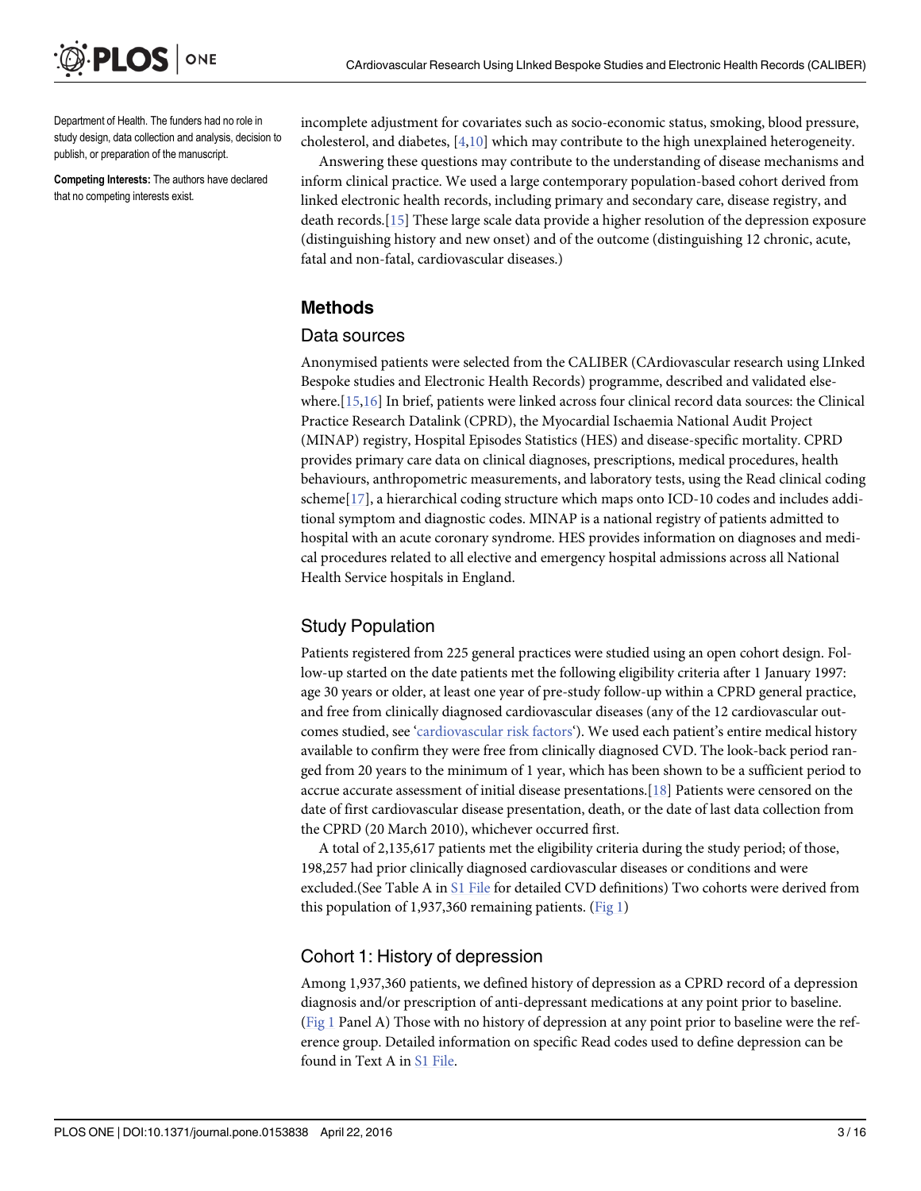Department of Health. The funders had no role in study design, data collection and analysis, decision to publish, or preparation of the manuscript.

**Competing Interests:** The authors have declared that no competing interests exist.

incomplete adjustment for covariates such as socio-economic status, smoking, blood pressure, cholesterol, and diabetes, [4,10] which may contribute to the high unexplained heterogeneity.

Answering these questions may contribute to the understanding of disease mechanisms and inform clinical practice. We used a large contemporary population-based cohort derived from linked electronic health records, including primary and secondary care, disease registry, and death records.[15] These large scale data provide a higher resolution of the depression exposure (distinguishing history and new onset) and of the outcome (distinguishing 12 chronic, acute, fatal and non-fatal, cardiovascular diseases.)

## Methods

### Data sources

Anonymised patients were selected from the CALIBER (CArdiovascular research using LInked Bespoke studies and Electronic Health Records) programme, described and validated elsewhere.[15,16] In brief, patients were linked across four clinical record data sources: the Clinical Practice Research Datalink (CPRD), the Myocardial Ischaemia National Audit Project (MINAP) registry, Hospital Episodes Statistics (HES) and disease-specific mortality. CPRD provides primary care data on clinical diagnoses, prescriptions, medical procedures, health behaviours, anthropometric measurements, and laboratory tests, using the Read clinical coding scheme[17], a hierarchical coding structure which maps onto ICD-10 codes and includes additional symptom and diagnostic codes. MINAP is a national registry of patients admitted to hospital with an acute coronary syndrome. HES provides information on diagnoses and medical procedures related to all elective and emergency hospital admissions across all National Health Service hospitals in England.

### Study Population

Patients registered from 225 general practices were studied using an open cohort design. Follow-up started on the date patients met the following eligibility criteria after 1 January 1997: age 30 years or older, at least one year of pre-study follow-up within a CPRD general practice, and free from clinically diagnosed cardiovascular diseases (any of the 12 cardiovascular outcomes studied, see 'cardiovascular risk factors'). We used each patient's entire medical history available to confirm they were free from clinically diagnosed CVD. The look-back period ranged from 20 years to the minimum of 1 year, which has been shown to be a sufficient period to accrue accurate assessment of initial disease presentations.[18] Patients were censored on the date of first cardiovascular disease presentation, death, or the date of last data collection from the CPRD (20 March 2010), whichever occurred first.

A total of 2,135,617 patients met the eligibility criteria during the study period; of those, 198,257 had prior clinically diagnosed cardiovascular diseases or conditions and were excluded.(See Table A in S1 File for detailed CVD definitions) Two cohorts were derived from this population of 1,937,360 remaining patients. (Fig 1)

### Cohort 1: History of depression

Among 1,937,360 patients, we defined history of depression as a CPRD record of a depression diagnosis and/or prescription of anti-depressant medications at any point prior to baseline. (Fig 1 Panel A) Those with no history of depression at any point prior to baseline were the reference group. Detailed information on specific Read codes used to define depression can be found in Text A in S1 File.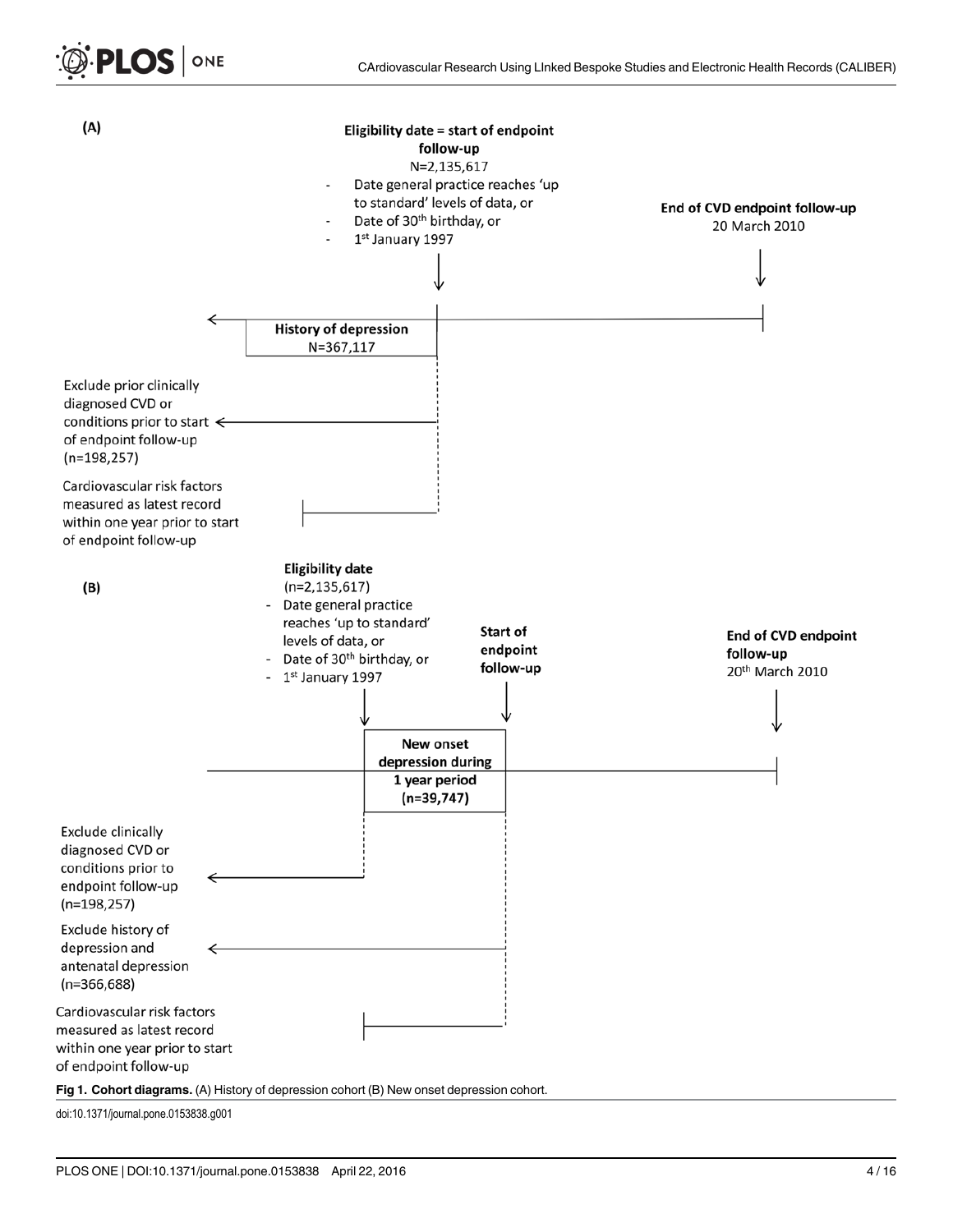(A)

**Eligibility date = start of endpoint follow-up**
N=2,135,617

- Date general practice reaches 'up to standard' levels of data, or
- Date of 30th birthday, or
- 1st January 1997

**End of CVD endpoint follow-up**
20 March 2010

**History of depression**
N=367,117

Exclude prior clinically diagnosed CVD or conditions prior to start of endpoint follow-up (n=198,257)

Cardiovascular risk factors measured as latest record within one year prior to start of endpoint follow-up

(B)

**Eligibility date**
(n=2,135,617)

- Date general practice reaches 'up to standard' levels of data, or
- Date of 30th birthday, or
- 1st January 1997

**Start of endpoint follow-up**

**End of CVD endpoint follow-up**
20th March 2010

**New onset depression during 1 year period (n=39,747)**

Exclude clinically diagnosed CVD or conditions prior to endpoint follow-up (n=198,257)

Exclude history of depression and antenatal depression (n=366,688)

Cardiovascular risk factors measured as latest record within one year prior to start of endpoint follow-up

**Fig 1. Cohort diagrams.** (A) History of depression cohort (B) New onset depression cohort.

doi:10.1371/journal.pone.0153838.g001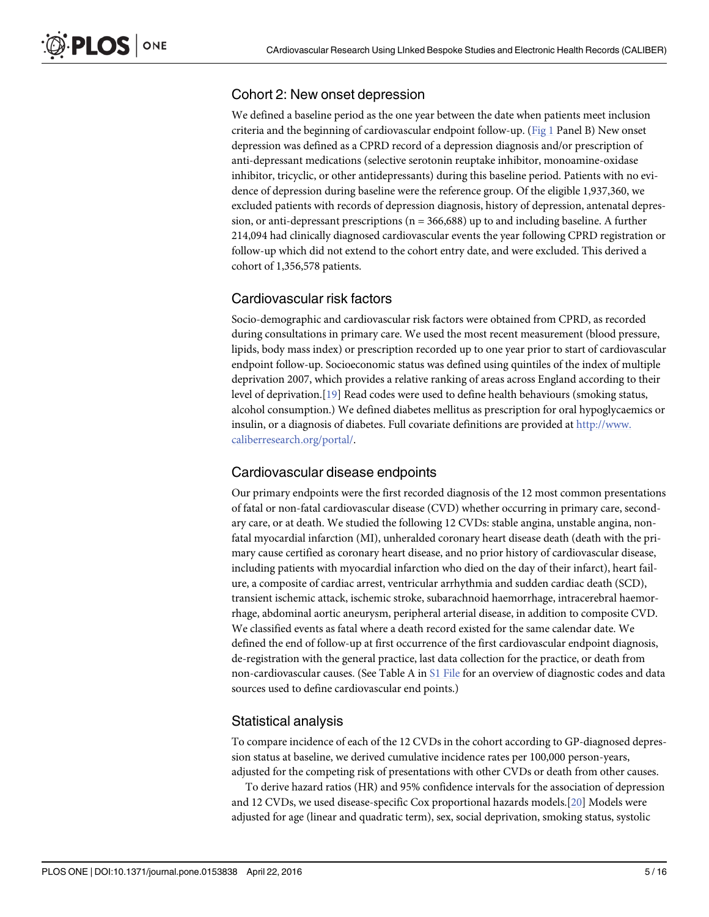### Cohort 2: New onset depression

We defined a baseline period as the one year between the date when patients meet inclusion criteria and the beginning of cardiovascular endpoint follow-up. (Fig 1 Panel B) New onset depression was defined as a CPRD record of a depression diagnosis and/or prescription of anti-depressant medications (selective serotonin reuptake inhibitor, monoamine-oxidase inhibitor, tricyclic, or other antidepressants) during this baseline period. Patients with no evidence of depression during baseline were the reference group. Of the eligible 1,937,360, we excluded patients with records of depression diagnosis, history of depression, antenatal depression, or anti-depressant prescriptions (n = 366,688) up to and including baseline. A further 214,094 had clinically diagnosed cardiovascular events the year following CPRD registration or follow-up which did not extend to the cohort entry date, and were excluded. This derived a cohort of 1,356,578 patients.

### Cardiovascular risk factors

Socio-demographic and cardiovascular risk factors were obtained from CPRD, as recorded during consultations in primary care. We used the most recent measurement (blood pressure, lipids, body mass index) or prescription recorded up to one year prior to start of cardiovascular endpoint follow-up. Socioeconomic status was defined using quintiles of the index of multiple deprivation 2007, which provides a relative ranking of areas across England according to their level of deprivation.[19] Read codes were used to define health behaviours (smoking status, alcohol consumption.) We defined diabetes mellitus as prescription for oral hypoglycaemics or insulin, or a diagnosis of diabetes. Full covariate definitions are provided at http://www.caliberresearch.org/portal/.

### Cardiovascular disease endpoints

Our primary endpoints were the first recorded diagnosis of the 12 most common presentations of fatal or non-fatal cardiovascular disease (CVD) whether occurring in primary care, secondary care, or at death. We studied the following 12 CVDs: stable angina, unstable angina, non-fatal myocardial infarction (MI), unheralded coronary heart disease death (death with the primary cause certified as coronary heart disease, and no prior history of cardiovascular disease, including patients with myocardial infarction who died on the day of their infarct), heart failure, a composite of cardiac arrest, ventricular arrhythmia and sudden cardiac death (SCD), transient ischemic attack, ischemic stroke, subarachnoid haemorrhage, intracerebral haemorrhage, abdominal aortic aneurysm, peripheral arterial disease, in addition to composite CVD. We classified events as fatal where a death record existed for the same calendar date. We defined the end of follow-up at first occurrence of the first cardiovascular endpoint diagnosis, de-registration with the general practice, last data collection for the practice, or death from non-cardiovascular causes. (See Table A in S1 File for an overview of diagnostic codes and data sources used to define cardiovascular end points.)

### Statistical analysis

To compare incidence of each of the 12 CVDs in the cohort according to GP-diagnosed depression status at baseline, we derived cumulative incidence rates per 100,000 person-years, adjusted for the competing risk of presentations with other CVDs or death from other causes.

To derive hazard ratios (HR) and 95% confidence intervals for the association of depression and 12 CVDs, we used disease-specific Cox proportional hazards models.[20] Models were adjusted for age (linear and quadratic term), sex, social deprivation, smoking status, systolic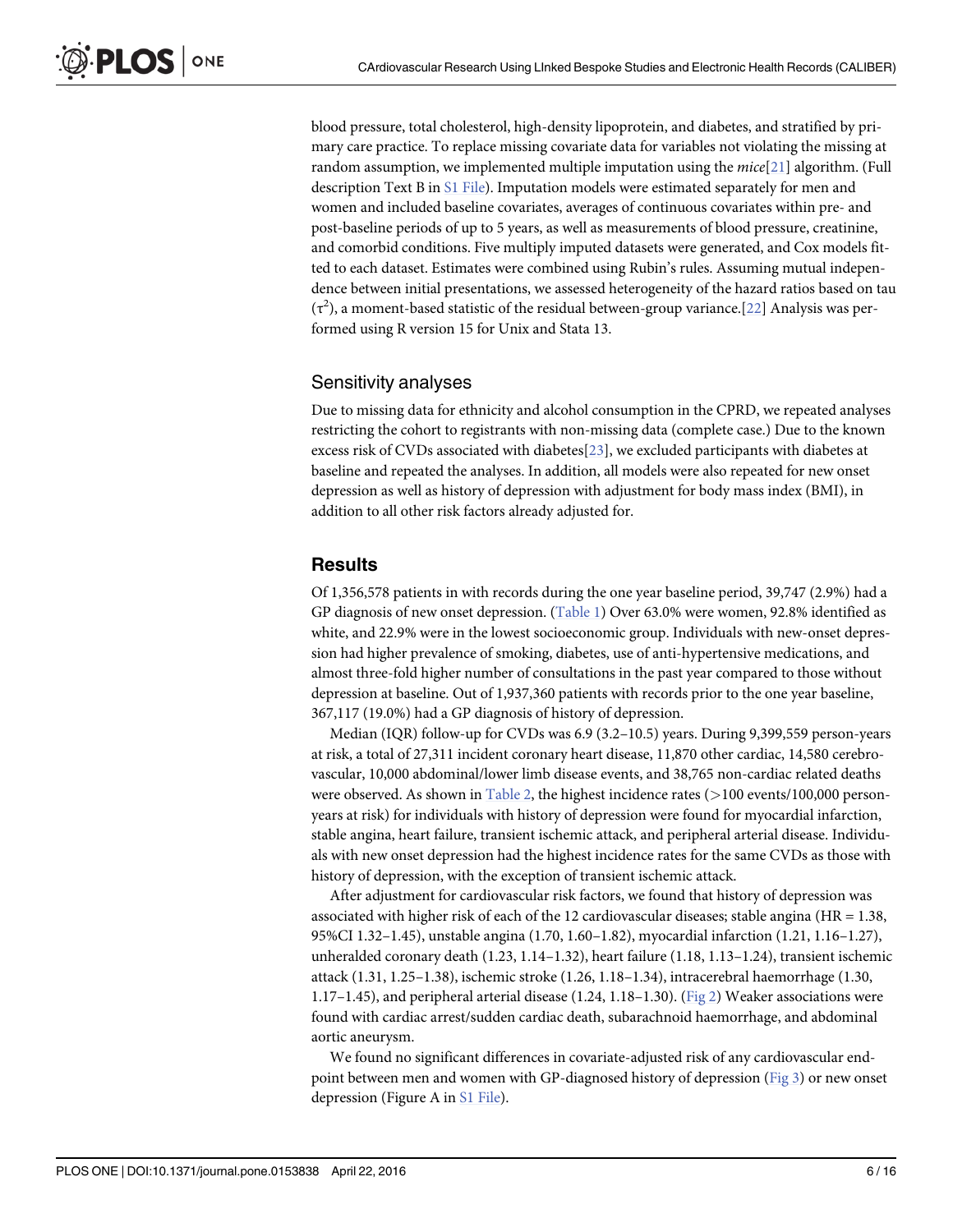blood pressure, total cholesterol, high-density lipoprotein, and diabetes, and stratified by primary care practice. To replace missing covariate data for variables not violating the missing at random assumption, we implemented multiple imputation using the *mice*[21] algorithm. (Full description Text B in S1 File). Imputation models were estimated separately for men and women and included baseline covariates, averages of continuous covariates within pre- and post-baseline periods of up to 5 years, as well as measurements of blood pressure, creatinine, and comorbid conditions. Five multiply imputed datasets were generated, and Cox models fitted to each dataset. Estimates were combined using Rubin's rules. Assuming mutual independence between initial presentations, we assessed heterogeneity of the hazard ratios based on tau ($\tau^2$), a moment-based statistic of the residual between-group variance.[22] Analysis was performed using R version 15 for Unix and Stata 13.

## Sensitivity analyses

Due to missing data for ethnicity and alcohol consumption in the CPRD, we repeated analyses restricting the cohort to registrants with non-missing data (complete case.) Due to the known excess risk of CVDs associated with diabetes[23], we excluded participants with diabetes at baseline and repeated the analyses. In addition, all models were also repeated for new onset depression as well as history of depression with adjustment for body mass index (BMI), in addition to all other risk factors already adjusted for.

# Results

Of 1,356,578 patients in with records during the one year baseline period, 39,747 (2.9%) had a GP diagnosis of new onset depression. (Table 1) Over 63.0% were women, 92.8% identified as white, and 22.9% were in the lowest socioeconomic group. Individuals with new-onset depression had higher prevalence of smoking, diabetes, use of anti-hypertensive medications, and almost three-fold higher number of consultations in the past year compared to those without depression at baseline. Out of 1,937,360 patients with records prior to the one year baseline, 367,117 (19.0%) had a GP diagnosis of history of depression.

Median (IQR) follow-up for CVDs was 6.9 (3.2–10.5) years. During 9,399,559 person-years at risk, a total of 27,311 incident coronary heart disease, 11,870 other cardiac, 14,580 cerebrovascular, 10,000 abdominal/lower limb disease events, and 38,765 non-cardiac related deaths were observed. As shown in Table 2, the highest incidence rates (>100 events/100,000 person-years at risk) for individuals with history of depression were found for myocardial infarction, stable angina, heart failure, transient ischemic attack, and peripheral arterial disease. Individuals with new onset depression had the highest incidence rates for the same CVDs as those with history of depression, with the exception of transient ischemic attack.

After adjustment for cardiovascular risk factors, we found that history of depression was associated with higher risk of each of the 12 cardiovascular diseases; stable angina (HR = 1.38, 95%CI 1.32–1.45), unstable angina (1.70, 1.60–1.82), myocardial infarction (1.21, 1.16–1.27), unheralded coronary death (1.23, 1.14–1.32), heart failure (1.18, 1.13–1.24), transient ischemic attack (1.31, 1.25–1.38), ischemic stroke (1.26, 1.18–1.34), intracerebral haemorrhage (1.30, 1.17–1.45), and peripheral arterial disease (1.24, 1.18–1.30). (Fig 2) Weaker associations were found with cardiac arrest/sudden cardiac death, subarachnoid haemorrhage, and abdominal aortic aneurysm.

We found no significant differences in covariate-adjusted risk of any cardiovascular endpoint between men and women with GP-diagnosed history of depression (Fig 3) or new onset depression (Figure A in S1 File).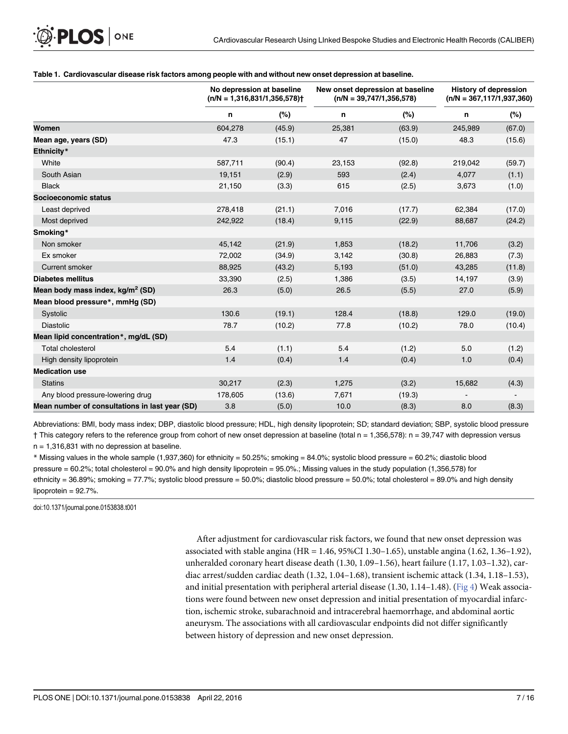**Table 1. Cardiovascular disease risk factors among people with and without new onset depression at baseline.**

| | No depression at baseline (n/N = 1,316,831/1,356,578)† | | New onset depression at baseline (n/N = 39,747/1,356,578) | | History of depression (n/N = 367,117/1,937,360) | |
|---|---|---|---|---|---|---|
| | n | (%) | n | (%) | n | (%) |
| **Women** | 604,278 | (45.9) | 25,381 | (63.9) | 245,989 | (67.0) |
| **Mean age, years (SD)** | 47.3 | (15.1) | 47 | (15.0) | 48.3 | (15.6) |
| **Ethnicity*** | | | | | | |
| White | 587,711 | (90.4) | 23,153 | (92.8) | 219,042 | (59.7) |
| South Asian | 19,151 | (2.9) | 593 | (2.4) | 4,077 | (1.1) |
| Black | 21,150 | (3.3) | 615 | (2.5) | 3,673 | (1.0) |
| **Socioeconomic status** | | | | | | |
| Least deprived | 278,418 | (21.1) | 7,016 | (17.7) | 62,384 | (17.0) |
| Most deprived | 242,922 | (18.4) | 9,115 | (22.9) | 88,687 | (24.2) |
| **Smoking*** | | | | | | |
| Non smoker | 45,142 | (21.9) | 1,853 | (18.2) | 11,706 | (3.2) |
| Ex smoker | 72,002 | (34.9) | 3,142 | (30.8) | 26,883 | (7.3) |
| Current smoker | 88,925 | (43.2) | 5,193 | (51.0) | 43,285 | (11.8) |
| **Diabetes mellitus** | 33,390 | (2.5) | 1,386 | (3.5) | 14,197 | (3.9) |
| **Mean body mass index, kg/m² (SD)** | 26.3 | (5.0) | 26.5 | (5.5) | 27.0 | (5.9) |
| **Mean blood pressure*, mmHg (SD)** | | | | | | |
| Systolic | 130.6 | (19.1) | 128.4 | (18.8) | 129.0 | (19.0) |
| Diastolic | 78.7 | (10.2) | 77.8 | (10.2) | 78.0 | (10.4) |
| **Mean lipid concentration*, mg/dL (SD)** | | | | | | |
| Total cholesterol | 5.4 | (1.1) | 5.4 | (1.2) | 5.0 | (1.2) |
| High density lipoprotein | 1.4 | (0.4) | 1.4 | (0.4) | 1.0 | (0.4) |
| **Medication use** | | | | | | |
| Statins | 30,217 | (2.3) | 1,275 | (3.2) | 15,682 | (4.3) |
| Any blood pressure-lowering drug | 178,605 | (13.6) | 7,671 | (19.3) | - | - |
| **Mean number of consultations in last year (SD)** | 3.8 | (5.0) | 10.0 | (8.3) | 8.0 | (8.3) |

Abbreviations: BMI, body mass index; DBP, diastolic blood pressure; HDL, high density lipoprotein; SD; standard deviation; SBP, systolic blood pressure
† This category refers to the reference group from cohort of new onset depression at baseline (total n = 1,356,578): n = 39,747 with depression versus n = 1,316,831 with no depression at baseline.
* Missing values in the whole sample (1,937,360) for ethnicity = 50.25%; smoking = 84.0%; systolic blood pressure = 60.2%; diastolic blood pressure = 60.2%; total cholesterol = 90.0% and high density lipoprotein = 95.0%.; Missing values in the study population (1,356,578) for ethnicity = 36.89%; smoking = 77.7%; systolic blood pressure = 50.0%; diastolic blood pressure = 50.0%; total cholesterol = 89.0% and high density lipoprotein = 92.7%.

doi:10.1371/journal.pone.0153838.t001

After adjustment for cardiovascular risk factors, we found that new onset depression was associated with stable angina (HR = 1.46, 95%CI 1.30–1.65), unstable angina (1.62, 1.36–1.92), unheralded coronary heart disease death (1.30, 1.09–1.56), heart failure (1.17, 1.03–1.32), cardiac arrest/sudden cardiac death (1.32, 1.04–1.68), transient ischemic attack (1.34, 1.18–1.53), and initial presentation with peripheral arterial disease (1.30, 1.14–1.48). (Fig 4) Weak associations were found between new onset depression and initial presentation of myocardial infarction, ischemic stroke, subarachnoid and intracerebral haemorrhage, and abdominal aortic aneurysm. The associations with all cardiovascular endpoints did not differ significantly between history of depression and new onset depression.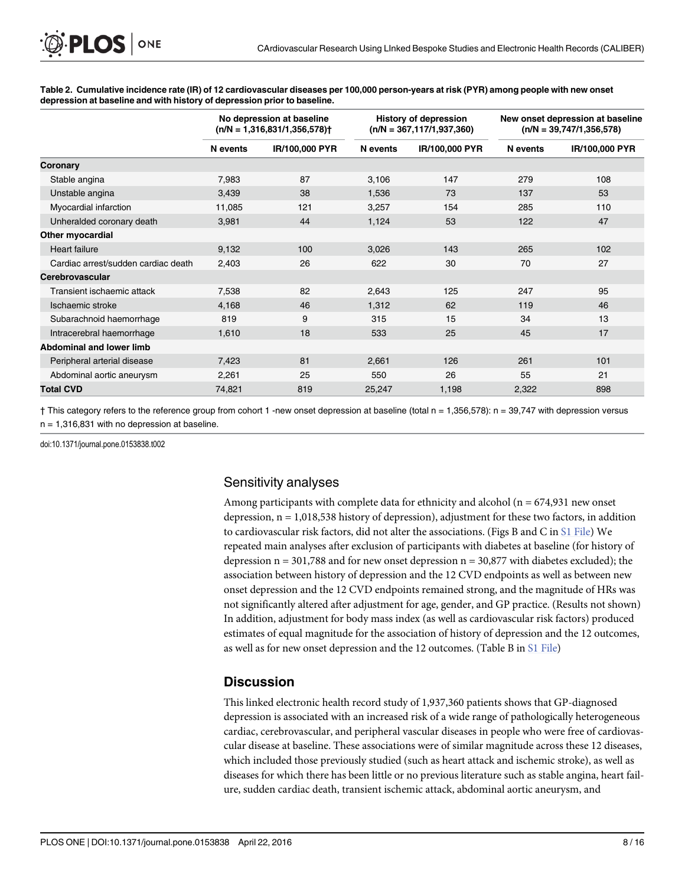**Table 2. Cumulative incidence rate (IR) of 12 cardiovascular diseases per 100,000 person-years at risk (PYR) among people with new onset depression at baseline and with history of depression prior to baseline.**

| | No depression at baseline (n/N = 1,316,831/1,356,578)† | | History of depression (n/N = 367,117/1,937,360) | | New onset depression at baseline (n/N = 39,747/1,356,578) | |
|---|---|---|---|---|---|---|
| | N events | IR/100,000 PYR | N events | IR/100,000 PYR | N events | IR/100,000 PYR |
| **Coronary** | | | | | | |
| Stable angina | 7,983 | 87 | 3,106 | 147 | 279 | 108 |
| Unstable angina | 3,439 | 38 | 1,536 | 73 | 137 | 53 |
| Myocardial infarction | 11,085 | 121 | 3,257 | 154 | 285 | 110 |
| Unheralded coronary death | 3,981 | 44 | 1,124 | 53 | 122 | 47 |
| **Other myocardial** | | | | | | |
| Heart failure | 9,132 | 100 | 3,026 | 143 | 265 | 102 |
| Cardiac arrest/sudden cardiac death | 2,403 | 26 | 622 | 30 | 70 | 27 |
| **Cerebrovascular** | | | | | | |
| Transient ischaemic attack | 7,538 | 82 | 2,643 | 125 | 247 | 95 |
| Ischaemic stroke | 4,168 | 46 | 1,312 | 62 | 119 | 46 |
| Subarachnoid haemorrhage | 819 | 9 | 315 | 15 | 34 | 13 |
| Intracerebral haemorrhage | 1,610 | 18 | 533 | 25 | 45 | 17 |
| **Abdominal and lower limb** | | | | | | |
| Peripheral arterial disease | 7,423 | 81 | 2,661 | 126 | 261 | 101 |
| Abdominal aortic aneurysm | 2,261 | 25 | 550 | 26 | 55 | 21 |
| **Total CVD** | 74,821 | 819 | 25,247 | 1,198 | 2,322 | 898 |

† This category refers to the reference group from cohort 1 -new onset depression at baseline (total n = 1,356,578): n = 39,747 with depression versus n = 1,316,831 with no depression at baseline.

doi:10.1371/journal.pone.0153838.t002

## Sensitivity analyses

Among participants with complete data for ethnicity and alcohol (n = 674,931 new onset depression, n = 1,018,538 history of depression), adjustment for these two factors, in addition to cardiovascular risk factors, did not alter the associations. (Figs B and C in S1 File) We repeated main analyses after exclusion of participants with diabetes at baseline (for history of depression n = 301,788 and for new onset depression n = 30,877 with diabetes excluded); the association between history of depression and the 12 CVD endpoints as well as between new onset depression and the 12 CVD endpoints remained strong, and the magnitude of HRs was not significantly altered after adjustment for age, gender, and GP practice. (Results not shown) In addition, adjustment for body mass index (as well as cardiovascular risk factors) produced estimates of equal magnitude for the association of history of depression and the 12 outcomes, as well as for new onset depression and the 12 outcomes. (Table B in S1 File)

## Discussion

This linked electronic health record study of 1,937,360 patients shows that GP-diagnosed depression is associated with an increased risk of a wide range of pathologically heterogeneous cardiac, cerebrovascular, and peripheral vascular diseases in people who were free of cardiovascular disease at baseline. These associations were of similar magnitude across these 12 diseases, which included those previously studied (such as heart attack and ischemic stroke), as well as diseases for which there has been little or no previous literature such as stable angina, heart failure, sudden cardiac death, transient ischemic attack, abdominal aortic aneurysm, and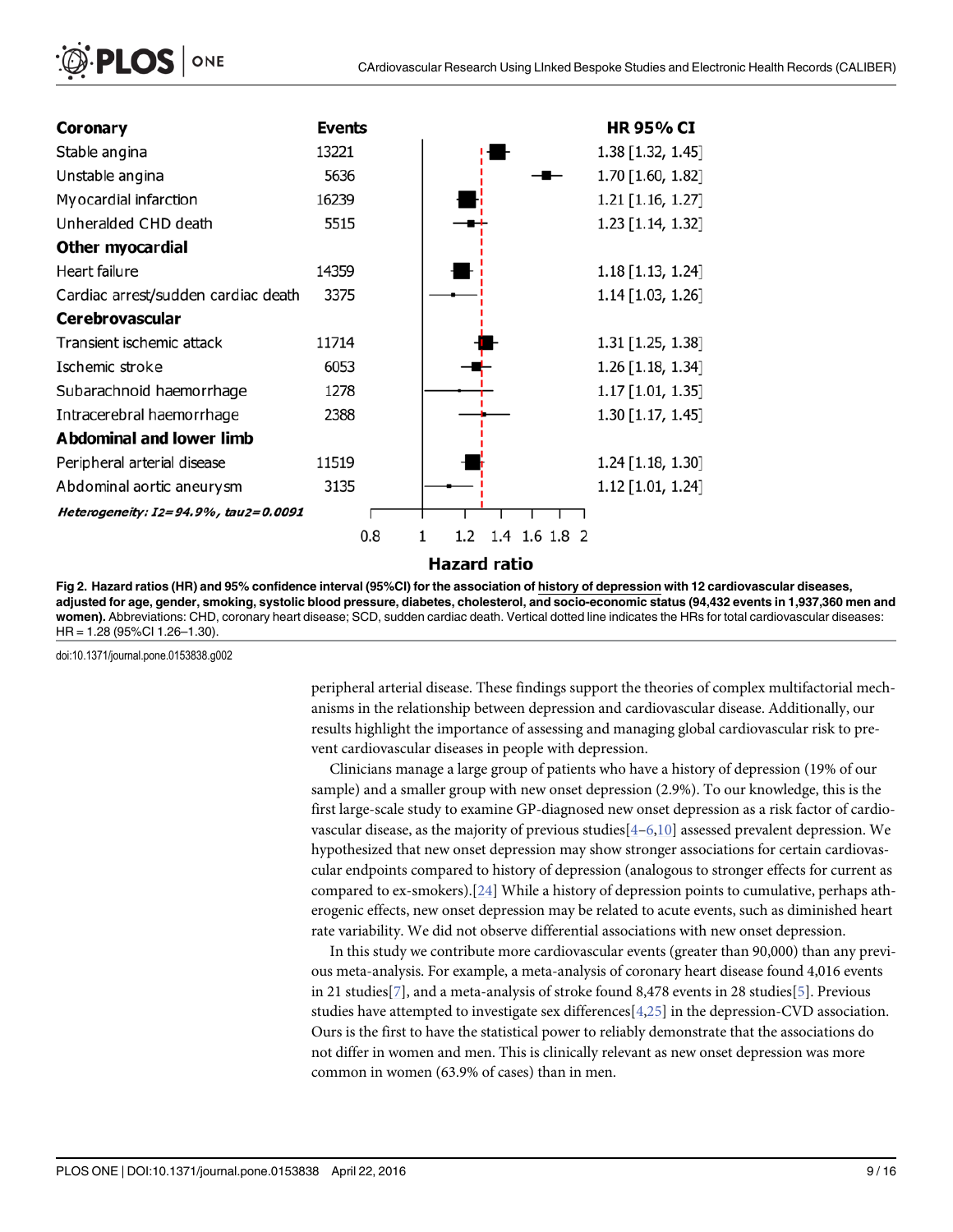| Coronary | Events | HR 95% CI |
|---|---|---|
| Stable angina | 13221 | 1.38 [1.32, 1.45] |
| Unstable angina | 5636 | 1.70 [1.60, 1.82] |
| Myocardial infarction | 16239 | 1.21 [1.16, 1.27] |
| Unheralded CHD death | 5515 | 1.23 [1.14, 1.32] |
| **Other myocardial** | | |
| Heart failure | 14359 | 1.18 [1.13, 1.24] |
| Cardiac arrest/sudden cardiac death | 3375 | 1.14 [1.03, 1.26] |
| **Cerebrovascular** | | |
| Transient ischemic attack | 11714 | 1.31 [1.25, 1.38] |
| Ischemic stroke | 6053 | 1.26 [1.18, 1.34] |
| Subarachnoid haemorrhage | 1278 | 1.17 [1.01, 1.35] |
| Intracerebral haemorrhage | 2388 | 1.30 [1.17, 1.45] |
| **Abdominal and lower limb** | | |
| Peripheral arterial disease | 11519 | 1.24 [1.18, 1.30] |
| Abdominal aortic aneurysm | 3135 | 1.12 [1.01, 1.24] |
| *Heterogeneity: I2=94.9%, tau2=0.0091* | | |

Hazard ratio

**Fig 2. Hazard ratios (HR) and 95% confidence interval (95%CI) for the association of history of depression with 12 cardiovascular diseases, adjusted for age, gender, smoking, systolic blood pressure, diabetes, cholesterol, and socio-economic status (94,432 events in 1,937,360 men and women).** Abbreviations: CHD, coronary heart disease; SCD, sudden cardiac death. Vertical dotted line indicates the HRs for total cardiovascular diseases: HR = 1.28 (95%CI 1.26–1.30).

doi:10.1371/journal.pone.0153838.g002

peripheral arterial disease. These findings support the theories of complex multifactorial mechanisms in the relationship between depression and cardiovascular disease. Additionally, our results highlight the importance of assessing and managing global cardiovascular risk to prevent cardiovascular diseases in people with depression.

Clinicians manage a large group of patients who have a history of depression (19% of our sample) and a smaller group with new onset depression (2.9%). To our knowledge, this is the first large-scale study to examine GP-diagnosed new onset depression as a risk factor of cardiovascular disease, as the majority of previous studies[4–6,10] assessed prevalent depression. We hypothesized that new onset depression may show stronger associations for certain cardiovascular endpoints compared to history of depression (analogous to stronger effects for current as compared to ex-smokers).[24] While a history of depression points to cumulative, perhaps atherogenic effects, new onset depression may be related to acute events, such as diminished heart rate variability. We did not observe differential associations with new onset depression.

In this study we contribute more cardiovascular events (greater than 90,000) than any previous meta-analysis. For example, a meta-analysis of coronary heart disease found 4,016 events in 21 studies[7], and a meta-analysis of stroke found 8,478 events in 28 studies[5]. Previous studies have attempted to investigate sex differences[4,25] in the depression-CVD association. Ours is the first to have the statistical power to reliably demonstrate that the associations do not differ in women and men. This is clinically relevant as new onset depression was more common in women (63.9% of cases) than in men.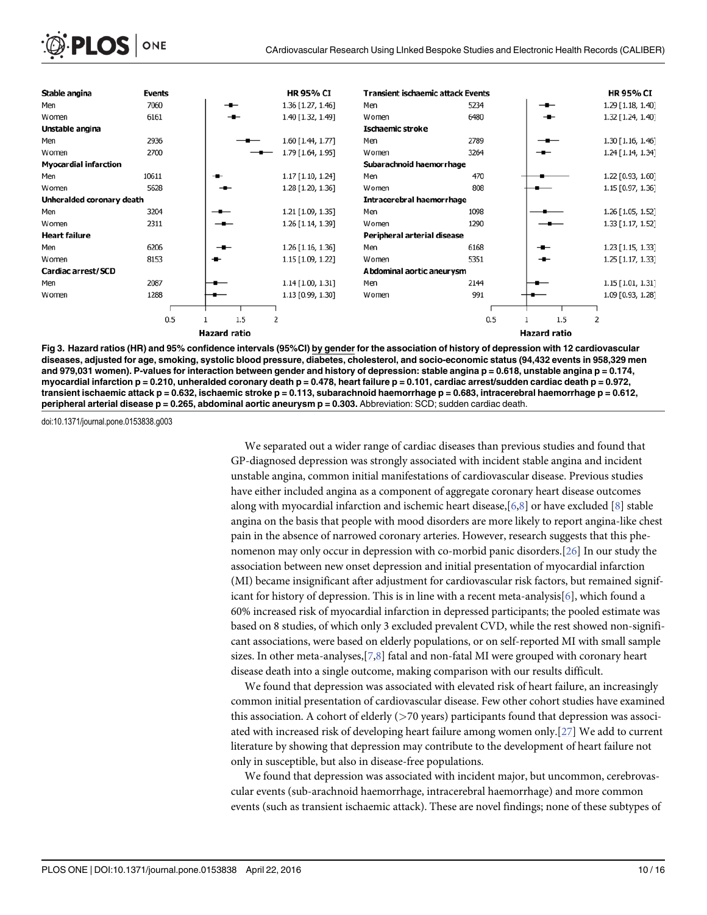| Stable angina | Events | HR 95% CI |
|---|---|---|
| Men | 7060 | 1.36 [1.27, 1.46] |
| Women | 6161 | 1.40 [1.32, 1.49] |
| **Unstable angina** | | |
| Men | 2936 | 1.60 [1.44, 1.77] |
| Women | 2700 | 1.79 [1.64, 1.95] |
| **Myocardial infarction** | | |
| Men | 10611 | 1.17 [1.10, 1.24] |
| Women | 5628 | 1.28 [1.20, 1.36] |
| **Unheralded coronary death** | | |
| Men | 3204 | 1.21 [1.09, 1.35] |
| Women | 2311 | 1.26 [1.14, 1.39] |
| **Heart failure** | | |
| Men | 6206 | 1.26 [1.16, 1.36] |
| Women | 8153 | 1.15 [1.09, 1.22] |
| **Cardiac arrest/SCD** | | |
| Men | 2087 | 1.14 [1.00, 1.31] |
| Women | 1288 | 1.13 [0.99, 1.30] |

| Transient ischaemic attack | Events | HR 95% CI |
|---|---|---|
| Men | 5234 | 1.29 [1.18, 1.40] |
| Women | 6480 | 1.32 [1.24, 1.40] |
| **Ischaemic stroke** | | |
| Men | 2789 | 1.30 [1.16, 1.46] |
| Women | 3264 | 1.24 [1.14, 1.34] |
| **Subarachnoid haemorrhage** | | |
| Men | 470 | 1.22 [0.93, 1.60] |
| Women | 808 | 1.15 [0.97, 1.36] |
| **Intracerebral haemorrhage** | | |
| Men | 1098 | 1.26 [1.05, 1.52] |
| Women | 1290 | 1.33 [1.17, 1.52] |
| **Peripheral arterial disease** | | |
| Men | 6168 | 1.23 [1.15, 1.33] |
| Women | 5351 | 1.25 [1.17, 1.33] |
| **Abdominal aortic aneurysm** | | |
| Men | 2144 | 1.15 [1.01, 1.31] |
| Women | 991 | 1.09 [0.93, 1.28] |

**Fig 3. Hazard ratios (HR) and 95% confidence intervals (95%CI) by gender for the association of history of depression with 12 cardiovascular diseases, adjusted for age, smoking, systolic blood pressure, diabetes, cholesterol, and socio-economic status (94,432 events in 958,329 men and 979,031 women). P-values for interaction between gender and history of depression: stable angina p = 0.618, unstable angina p = 0.174, myocardial infarction p = 0.210, unheralded coronary death p = 0.478, heart failure p = 0.101, cardiac arrest/sudden cardiac death p = 0.972, transient ischaemic attack p = 0.632, ischaemic stroke p = 0.113, subarachnoid haemorrhage p = 0.683, intracerebral haemorrhage p = 0.612, peripheral arterial disease p = 0.265, abdominal aortic aneurysm p = 0.303.** Abbreviation: SCD; sudden cardiac death.

doi:10.1371/journal.pone.0153838.g003

We separated out a wider range of cardiac diseases than previous studies and found that GP-diagnosed depression was strongly associated with incident stable angina and incident unstable angina, common initial manifestations of cardiovascular disease. Previous studies have either included angina as a component of aggregate coronary heart disease outcomes along with myocardial infarction and ischemic heart disease,[6,8] or have excluded [8] stable angina on the basis that people with mood disorders are more likely to report angina-like chest pain in the absence of narrowed coronary arteries. However, research suggests that this phenomenon may only occur in depression with co-morbid panic disorders.[26] In our study the association between new onset depression and initial presentation of myocardial infarction (MI) became insignificant after adjustment for cardiovascular risk factors, but remained significant for history of depression. This is in line with a recent meta-analysis[6], which found a 60% increased risk of myocardial infarction in depressed participants; the pooled estimate was based on 8 studies, of which only 3 excluded prevalent CVD, while the rest showed non-significant associations, were based on elderly populations, or on self-reported MI with small sample sizes. In other meta-analyses,[7,8] fatal and non-fatal MI were grouped with coronary heart disease death into a single outcome, making comparison with our results difficult.

We found that depression was associated with elevated risk of heart failure, an increasingly common initial presentation of cardiovascular disease. Few other cohort studies have examined this association. A cohort of elderly (>70 years) participants found that depression was associated with increased risk of developing heart failure among women only.[27] We add to current literature by showing that depression may contribute to the development of heart failure not only in susceptible, but also in disease-free populations.

We found that depression was associated with incident major, but uncommon, cerebrovascular events (sub-arachnoid haemorrhage, intracerebral haemorrhage) and more common events (such as transient ischaemic attack). These are novel findings; none of these subtypes of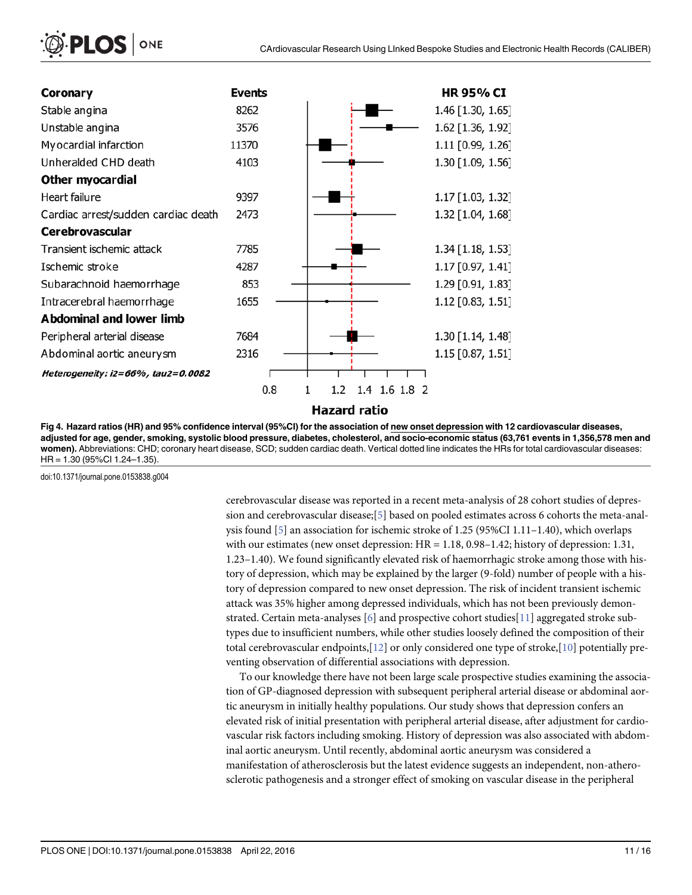| Coronary | Events | HR 95% CI |
|---|---|---|
| Stable angina | 8262 | 1.46 [1.30, 1.65] |
| Unstable angina | 3576 | 1.62 [1.36, 1.92] |
| Myocardial infarction | 11370 | 1.11 [0.99, 1.26] |
| Unheralded CHD death | 4103 | 1.30 [1.09, 1.56] |
| **Other myocardial** | | |
| Heart failure | 9397 | 1.17 [1.03, 1.32] |
| Cardiac arrest/sudden cardiac death | 2473 | 1.32 [1.04, 1.68] |
| **Cerebrovascular** | | |
| Transient ischemic attack | 7785 | 1.34 [1.18, 1.53] |
| Ischemic stroke | 4287 | 1.17 [0.97, 1.41] |
| Subarachnoid haemorrhage | 853 | 1.29 [0.91, 1.83] |
| Intracerebral haemorrhage | 1655 | 1.12 [0.83, 1.51] |
| **Abdominal and lower limb** | | |
| Peripheral arterial disease | 7684 | 1.30 [1.14, 1.48] |
| Abdominal aortic aneurysm | 2316 | 1.15 [0.87, 1.51] |

*Heterogeneity: i2=66%, tau2=0.0082*

Hazard ratio

**Fig 4. Hazard ratios (HR) and 95% confidence interval (95%CI) for the association of new onset depression with 12 cardiovascular diseases, adjusted for age, gender, smoking, systolic blood pressure, diabetes, cholesterol, and socio-economic status (63,761 events in 1,356,578 men and women).** Abbreviations: CHD; coronary heart disease, SCD; sudden cardiac death. Vertical dotted line indicates the HRs for total cardiovascular diseases: HR = 1.30 (95%CI 1.24–1.35).

doi:10.1371/journal.pone.0153838.g004

cerebrovascular disease was reported in a recent meta-analysis of 28 cohort studies of depression and cerebrovascular disease;[5] based on pooled estimates across 6 cohorts the meta-analysis found [5] an association for ischemic stroke of 1.25 (95%CI 1.11–1.40), which overlaps with our estimates (new onset depression: HR = 1.18, 0.98–1.42; history of depression: 1.31, 1.23–1.40). We found significantly elevated risk of haemorrhagic stroke among those with history of depression, which may be explained by the larger (9-fold) number of people with a history of depression compared to new onset depression. The risk of incident transient ischemic attack was 35% higher among depressed individuals, which has not been previously demonstrated. Certain meta-analyses [6] and prospective cohort studies[11] aggregated stroke subtypes due to insufficient numbers, while other studies loosely defined the composition of their total cerebrovascular endpoints,[12] or only considered one type of stroke,[10] potentially preventing observation of differential associations with depression.

To our knowledge there have not been large scale prospective studies examining the association of GP-diagnosed depression with subsequent peripheral arterial disease or abdominal aortic aneurysm in initially healthy populations. Our study shows that depression confers an elevated risk of initial presentation with peripheral arterial disease, after adjustment for cardiovascular risk factors including smoking. History of depression was also associated with abdominal aortic aneurysm. Until recently, abdominal aortic aneurysm was considered a manifestation of atherosclerosis but the latest evidence suggests an independent, non-atherosclerotic pathogenesis and a stronger effect of smoking on vascular disease in the peripheral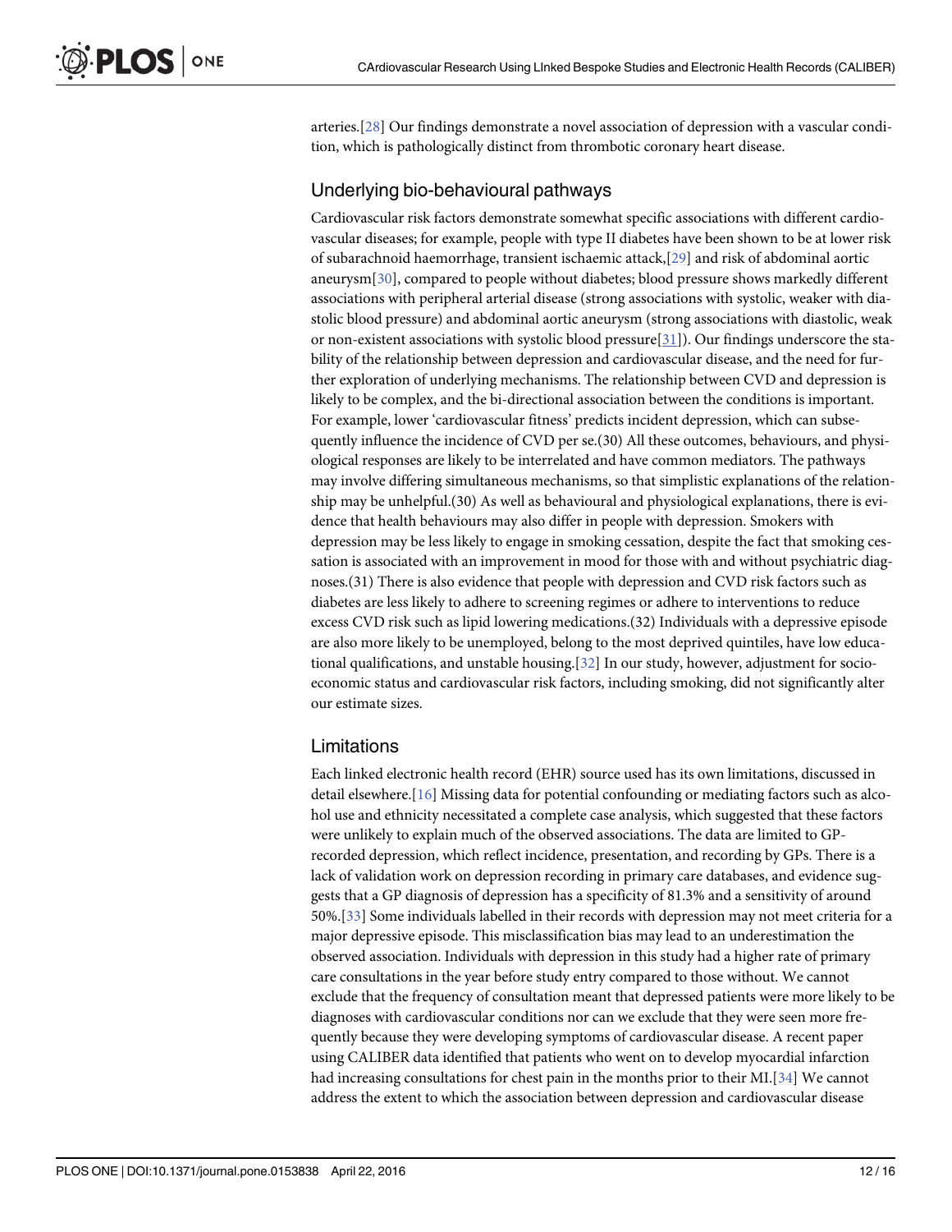arteries.[28] Our findings demonstrate a novel association of depression with a vascular condition, which is pathologically distinct from thrombotic coronary heart disease.

## Underlying bio-behavioural pathways

Cardiovascular risk factors demonstrate somewhat specific associations with different cardiovascular diseases; for example, people with type II diabetes have been shown to be at lower risk of subarachnoid haemorrhage, transient ischaemic attack,[29] and risk of abdominal aortic aneurysm[30], compared to people without diabetes; blood pressure shows markedly different associations with peripheral arterial disease (strong associations with systolic, weaker with diastolic blood pressure) and abdominal aortic aneurysm (strong associations with diastolic, weak or non-existent associations with systolic blood pressure[31]). Our findings underscore the stability of the relationship between depression and cardiovascular disease, and the need for further exploration of underlying mechanisms. The relationship between CVD and depression is likely to be complex, and the bi-directional association between the conditions is important. For example, lower 'cardiovascular fitness' predicts incident depression, which can subsequently influence the incidence of CVD per se.(30) All these outcomes, behaviours, and physiological responses are likely to be interrelated and have common mediators. The pathways may involve differing simultaneous mechanisms, so that simplistic explanations of the relationship may be unhelpful.(30) As well as behavioural and physiological explanations, there is evidence that health behaviours may also differ in people with depression. Smokers with depression may be less likely to engage in smoking cessation, despite the fact that smoking cessation is associated with an improvement in mood for those with and without psychiatric diagnoses.(31) There is also evidence that people with depression and CVD risk factors such as diabetes are less likely to adhere to screening regimes or adhere to interventions to reduce excess CVD risk such as lipid lowering medications.(32) Individuals with a depressive episode are also more likely to be unemployed, belong to the most deprived quintiles, have low educational qualifications, and unstable housing.[32] In our study, however, adjustment for socioeconomic status and cardiovascular risk factors, including smoking, did not significantly alter our estimate sizes.

## Limitations

Each linked electronic health record (EHR) source used has its own limitations, discussed in detail elsewhere.[16] Missing data for potential confounding or mediating factors such as alcohol use and ethnicity necessitated a complete case analysis, which suggested that these factors were unlikely to explain much of the observed associations. The data are limited to GP-recorded depression, which reflect incidence, presentation, and recording by GPs. There is a lack of validation work on depression recording in primary care databases, and evidence suggests that a GP diagnosis of depression has a specificity of 81.3% and a sensitivity of around 50%.[33] Some individuals labelled in their records with depression may not meet criteria for a major depressive episode. This misclassification bias may lead to an underestimation the observed association. Individuals with depression in this study had a higher rate of primary care consultations in the year before study entry compared to those without. We cannot exclude that the frequency of consultation meant that depressed patients were more likely to be diagnoses with cardiovascular conditions nor can we exclude that they were seen more frequently because they were developing symptoms of cardiovascular disease. A recent paper using CALIBER data identified that patients who went on to develop myocardial infarction had increasing consultations for chest pain in the months prior to their MI.[34] We cannot address the extent to which the association between depression and cardiovascular disease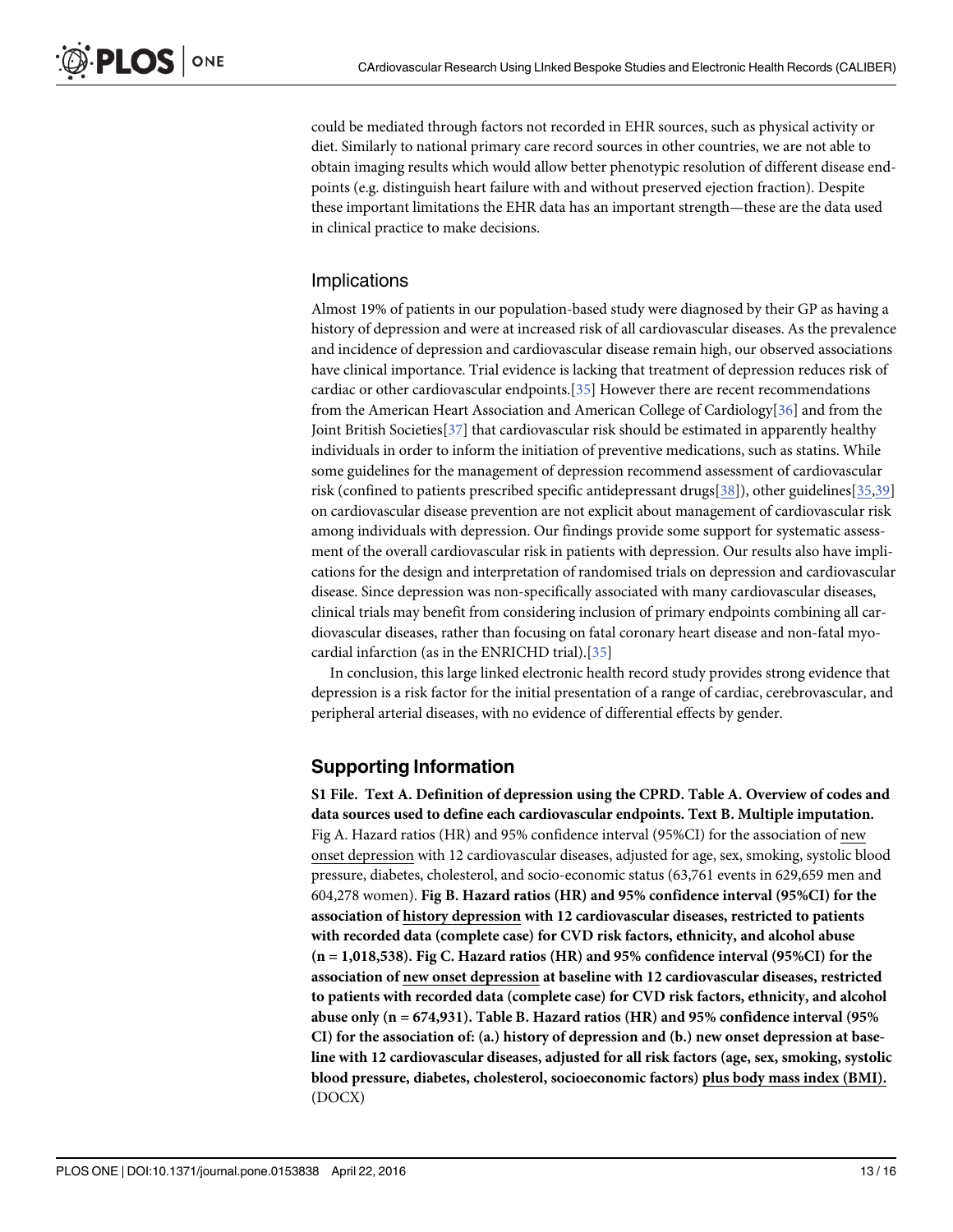could be mediated through factors not recorded in EHR sources, such as physical activity or diet. Similarly to national primary care record sources in other countries, we are not able to obtain imaging results which would allow better phenotypic resolution of different disease endpoints (e.g. distinguish heart failure with and without preserved ejection fraction). Despite these important limitations the EHR data has an important strength—these are the data used in clinical practice to make decisions.

## Implications

Almost 19% of patients in our population-based study were diagnosed by their GP as having a history of depression and were at increased risk of all cardiovascular diseases. As the prevalence and incidence of depression and cardiovascular disease remain high, our observed associations have clinical importance. Trial evidence is lacking that treatment of depression reduces risk of cardiac or other cardiovascular endpoints.[35] However there are recent recommendations from the American Heart Association and American College of Cardiology[36] and from the Joint British Societies[37] that cardiovascular risk should be estimated in apparently healthy individuals in order to inform the initiation of preventive medications, such as statins. While some guidelines for the management of depression recommend assessment of cardiovascular risk (confined to patients prescribed specific antidepressant drugs[38]), other guidelines[35,39] on cardiovascular disease prevention are not explicit about management of cardiovascular risk among individuals with depression. Our findings provide some support for systematic assessment of the overall cardiovascular risk in patients with depression. Our results also have implications for the design and interpretation of randomised trials on depression and cardiovascular disease. Since depression was non-specifically associated with many cardiovascular diseases, clinical trials may benefit from considering inclusion of primary endpoints combining all cardiovascular diseases, rather than focusing on fatal coronary heart disease and non-fatal myocardial infarction (as in the ENRICHD trial).[35]

In conclusion, this large linked electronic health record study provides strong evidence that depression is a risk factor for the initial presentation of a range of cardiac, cerebrovascular, and peripheral arterial diseases, with no evidence of differential effects by gender.

## Supporting Information

**S1 File. Text A. Definition of depression using the CPRD. Table A. Overview of codes and data sources used to define each cardiovascular endpoints. Text B. Multiple imputation.** Fig A. Hazard ratios (HR) and 95% confidence interval (95%CI) for the association of new onset depression with 12 cardiovascular diseases, adjusted for age, sex, smoking, systolic blood pressure, diabetes, cholesterol, and socio-economic status (63,761 events in 629,659 men and 604,278 women). **Fig B. Hazard ratios (HR) and 95% confidence interval (95%CI) for the association of history depression with 12 cardiovascular diseases, restricted to patients with recorded data (complete case) for CVD risk factors, ethnicity, and alcohol abuse (n = 1,018,538). Fig C. Hazard ratios (HR) and 95% confidence interval (95%CI) for the association of new onset depression at baseline with 12 cardiovascular diseases, restricted to patients with recorded data (complete case) for CVD risk factors, ethnicity, and alcohol abuse only (n = 674,931). Table B. Hazard ratios (HR) and 95% confidence interval (95% CI) for the association of: (a.) history of depression and (b.) new onset depression at baseline with 12 cardiovascular diseases, adjusted for all risk factors (age, sex, smoking, systolic blood pressure, diabetes, cholesterol, socioeconomic factors) plus body mass index (BMI).** (DOCX)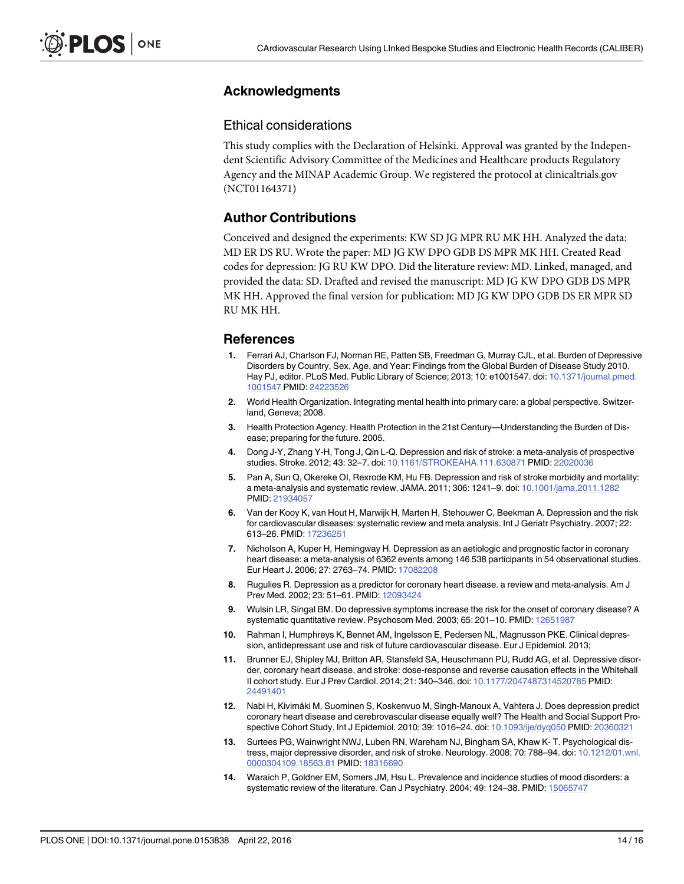## Acknowledgments

### Ethical considerations

This study complies with the Declaration of Helsinki. Approval was granted by the Independent Scientific Advisory Committee of the Medicines and Healthcare products Regulatory Agency and the MINAP Academic Group. We registered the protocol at clinicaltrials.gov (NCT01164371)

## Author Contributions

Conceived and designed the experiments: KW SD JG MPR RU MK HH. Analyzed the data: MD ER DS RU. Wrote the paper: MD JG KW DPO GDB DS MPR MK HH. Created Read codes for depression: JG RU KW DPO. Did the literature review: MD. Linked, managed, and provided the data: SD. Drafted and revised the manuscript: MD JG KW DPO GDB DS MPR MK HH. Approved the final version for publication: MD JG KW DPO GDB DS ER MPR SD RU MK HH.

## References

1. Ferrari AJ, Charlson FJ, Norman RE, Patten SB, Freedman G, Murray CJL, et al. Burden of Depressive Disorders by Country, Sex, Age, and Year: Findings from the Global Burden of Disease Study 2010. Hay PJ, editor. PLoS Med. Public Library of Science; 2013; 10: e1001547. doi: 10.1371/journal.pmed.1001547 PMID: 24223526
2. World Health Organization. Integrating mental health into primary care: a global perspective. Switzerland, Geneva; 2008.
3. Health Protection Agency. Health Protection in the 21st Century—Understanding the Burden of Disease; preparing for the future. 2005.
4. Dong J-Y, Zhang Y-H, Tong J, Qin L-Q. Depression and risk of stroke: a meta-analysis of prospective studies. Stroke. 2012; 43: 32–7. doi: 10.1161/STROKEAHA.111.630871 PMID: 22020036
5. Pan A, Sun Q, Okereke OI, Rexrode KM, Hu FB. Depression and risk of stroke morbidity and mortality: a meta-analysis and systematic review. JAMA. 2011; 306: 1241–9. doi: 10.1001/jama.2011.1282 PMID: 21934057
6. Van der Kooy K, van Hout H, Marwijk H, Marten H, Stehouwer C, Beekman A. Depression and the risk for cardiovascular diseases: systematic review and meta analysis. Int J Geriatr Psychiatry. 2007; 22: 613–26. PMID: 17236251
7. Nicholson A, Kuper H, Hemingway H. Depression as an aetiologic and prognostic factor in coronary heart disease: a meta-analysis of 6362 events among 146 538 participants in 54 observational studies. Eur Heart J. 2006; 27: 2763–74. PMID: 17082208
8. Rugulies R. Depression as a predictor for coronary heart disease. a review and meta-analysis. Am J Prev Med. 2002; 23: 51–61. PMID: 12093424
9. Wulsin LR, Singal BM. Do depressive symptoms increase the risk for the onset of coronary disease? A systematic quantitative review. Psychosom Med. 2003; 65: 201–10. PMID: 12651987
10. Rahman I, Humphreys K, Bennet AM, Ingelsson E, Pedersen NL, Magnusson PKE. Clinical depression, antidepressant use and risk of future cardiovascular disease. Eur J Epidemiol. 2013;
11. Brunner EJ, Shipley MJ, Britton AR, Stansfeld SA, Heuschmann PU, Rudd AG, et al. Depressive disorder, coronary heart disease, and stroke: dose-response and reverse causation effects in the Whitehall II cohort study. Eur J Prev Cardiol. 2014; 21: 340–346. doi: 10.1177/2047487314520785 PMID: 24491401
12. Nabi H, Kivimäki M, Suominen S, Koskenvuo M, Singh-Manoux A, Vahtera J. Does depression predict coronary heart disease and cerebrovascular disease equally well? The Health and Social Support Prospective Cohort Study. Int J Epidemiol. 2010; 39: 1016–24. doi: 10.1093/ije/dyq050 PMID: 20360321
13. Surtees PG, Wainwright NWJ, Luben RN, Wareham NJ, Bingham SA, Khaw K- T. Psychological distress, major depressive disorder, and risk of stroke. Neurology. 2008; 70: 788–94. doi: 10.1212/01.wnl.0000304109.18563.81 PMID: 18316690
14. Waraich P, Goldner EM, Somers JM, Hsu L. Prevalence and incidence studies of mood disorders: a systematic review of the literature. Can J Psychiatry. 2004; 49: 124–38. PMID: 15065747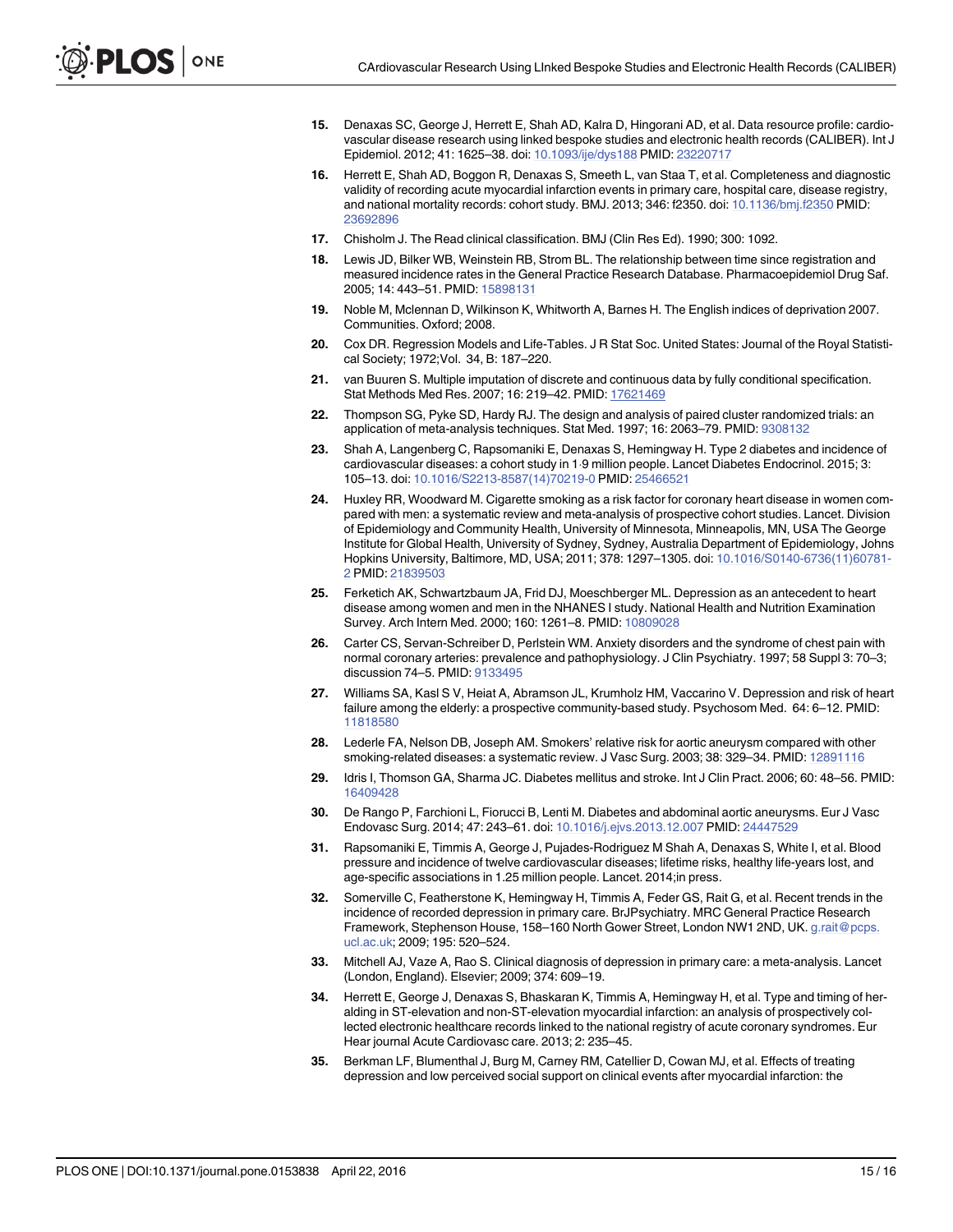15. Denaxas SC, George J, Herrett E, Shah AD, Kalra D, Hingorani AD, et al. Data resource profile: cardiovascular disease research using linked bespoke studies and electronic health records (CALIBER). Int J Epidemiol. 2012; 41: 1625–38. doi: 10.1093/ije/dys188 PMID: 23220717

16. Herrett E, Shah AD, Boggon R, Denaxas S, Smeeth L, van Staa T, et al. Completeness and diagnostic validity of recording acute myocardial infarction events in primary care, hospital care, disease registry, and national mortality records: cohort study. BMJ. 2013; 346: f2350. doi: 10.1136/bmj.f2350 PMID: 23692896

17. Chisholm J. The Read clinical classification. BMJ (Clin Res Ed). 1990; 300: 1092.

18. Lewis JD, Bilker WB, Weinstein RB, Strom BL. The relationship between time since registration and measured incidence rates in the General Practice Research Database. Pharmacoepidemiol Drug Saf. 2005; 14: 443–51. PMID: 15898131

19. Noble M, Mclennan D, Wilkinson K, Whitworth A, Barnes H. The English indices of deprivation 2007. Communities. Oxford; 2008.

20. Cox DR. Regression Models and Life-Tables. J R Stat Soc. United States: Journal of the Royal Statistical Society; 1972;Vol. 34, B: 187–220.

21. van Buuren S. Multiple imputation of discrete and continuous data by fully conditional specification. Stat Methods Med Res. 2007; 16: 219–42. PMID: 17621469

22. Thompson SG, Pyke SD, Hardy RJ. The design and analysis of paired cluster randomized trials: an application of meta-analysis techniques. Stat Med. 1997; 16: 2063–79. PMID: 9308132

23. Shah A, Langenberg C, Rapsomaniki E, Denaxas S, Hemingway H. Type 2 diabetes and incidence of cardiovascular diseases: a cohort study in 1·9 million people. Lancet Diabetes Endocrinol. 2015; 3: 105–13. doi: 10.1016/S2213-8587(14)70219-0 PMID: 25466521

24. Huxley RR, Woodward M. Cigarette smoking as a risk factor for coronary heart disease in women compared with men: a systematic review and meta-analysis of prospective cohort studies. Lancet. Division of Epidemiology and Community Health, University of Minnesota, Minneapolis, MN, USA The George Institute for Global Health, University of Sydney, Sydney, Australia Department of Epidemiology, Johns Hopkins University, Baltimore, MD, USA; 2011; 378: 1297–1305. doi: 10.1016/S0140-6736(11)60781-2 PMID: 21839503

25. Ferketich AK, Schwartzbaum JA, Frid DJ, Moeschberger ML. Depression as an antecedent to heart disease among women and men in the NHANES I study. National Health and Nutrition Examination Survey. Arch Intern Med. 2000; 160: 1261–8. PMID: 10809028

26. Carter CS, Servan-Schreiber D, Perlstein WM. Anxiety disorders and the syndrome of chest pain with normal coronary arteries: prevalence and pathophysiology. J Clin Psychiatry. 1997; 58 Suppl 3: 70–3; discussion 74–5. PMID: 9133495

27. Williams SA, Kasl S V, Heiat A, Abramson JL, Krumholz HM, Vaccarino V. Depression and risk of heart failure among the elderly: a prospective community-based study. Psychosom Med. 64: 6–12. PMID: 11818580

28. Lederle FA, Nelson DB, Joseph AM. Smokers' relative risk for aortic aneurysm compared with other smoking-related diseases: a systematic review. J Vasc Surg. 2003; 38: 329–34. PMID: 12891116

29. Idris I, Thomson GA, Sharma JC. Diabetes mellitus and stroke. Int J Clin Pract. 2006; 60: 48–56. PMID: 16409428

30. De Rango P, Farchioni L, Fiorucci B, Lenti M. Diabetes and abdominal aortic aneurysms. Eur J Vasc Endovasc Surg. 2014; 47: 243–61. doi: 10.1016/j.ejvs.2013.12.007 PMID: 24447529

31. Rapsomaniki E, Timmis A, George J, Pujades-Rodriguez M Shah A, Denaxas S, White I, et al. Blood pressure and incidence of twelve cardiovascular diseases; lifetime risks, healthy life-years lost, and age-specific associations in 1.25 million people. Lancet. 2014;in press.

32. Somerville C, Featherstone K, Hemingway H, Timmis A, Feder GS, Rait G, et al. Recent trends in the incidence of recorded depression in primary care. BrJPsychiatry. MRC General Practice Research Framework, Stephenson House, 158–160 North Gower Street, London NW1 2ND, UK. g.rait@pcps.ucl.ac.uk; 2009; 195: 520–524.

33. Mitchell AJ, Vaze A, Rao S. Clinical diagnosis of depression in primary care: a meta-analysis. Lancet (London, England). Elsevier; 2009; 374: 609–19.

34. Herrett E, George J, Denaxas S, Bhaskaran K, Timmis A, Hemingway H, et al. Type and timing of heralding in ST-elevation and non-ST-elevation myocardial infarction: an analysis of prospectively collected electronic healthcare records linked to the national registry of acute coronary syndromes. Eur Hear journal Acute Cardiovasc care. 2013; 2: 235–45.

35. Berkman LF, Blumenthal J, Burg M, Carney RM, Catellier D, Cowan MJ, et al. Effects of treating depression and low perceived social support on clinical events after myocardial infarction: the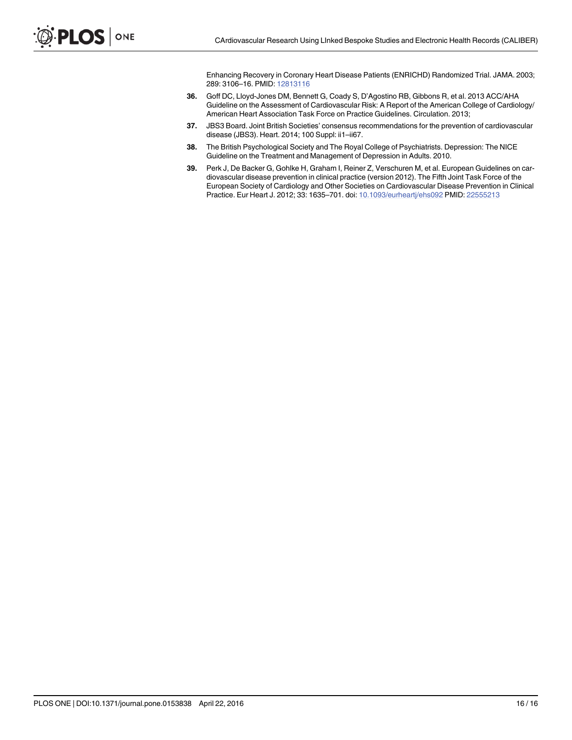Enhancing Recovery in Coronary Heart Disease Patients (ENRICHD) Randomized Trial. JAMA. 2003; 289: 3106–16. PMID: 12813116

36. Goff DC, Lloyd-Jones DM, Bennett G, Coady S, D'Agostino RB, Gibbons R, et al. 2013 ACC/AHA Guideline on the Assessment of Cardiovascular Risk: A Report of the American College of Cardiology/American Heart Association Task Force on Practice Guidelines. Circulation. 2013;

37. JBS3 Board. Joint British Societies' consensus recommendations for the prevention of cardiovascular disease (JBS3). Heart. 2014; 100 Suppl: ii1–ii67.

38. The British Psychological Society and The Royal College of Psychiatrists. Depression: The NICE Guideline on the Treatment and Management of Depression in Adults. 2010.

39. Perk J, De Backer G, Gohlke H, Graham I, Reiner Z, Verschuren M, et al. European Guidelines on cardiovascular disease prevention in clinical practice (version 2012). The Fifth Joint Task Force of the European Society of Cardiology and Other Societies on Cardiovascular Disease Prevention in Clinical Practice. Eur Heart J. 2012; 33: 1635–701. doi: 10.1093/eurheartj/ehs092 PMID: 22555213